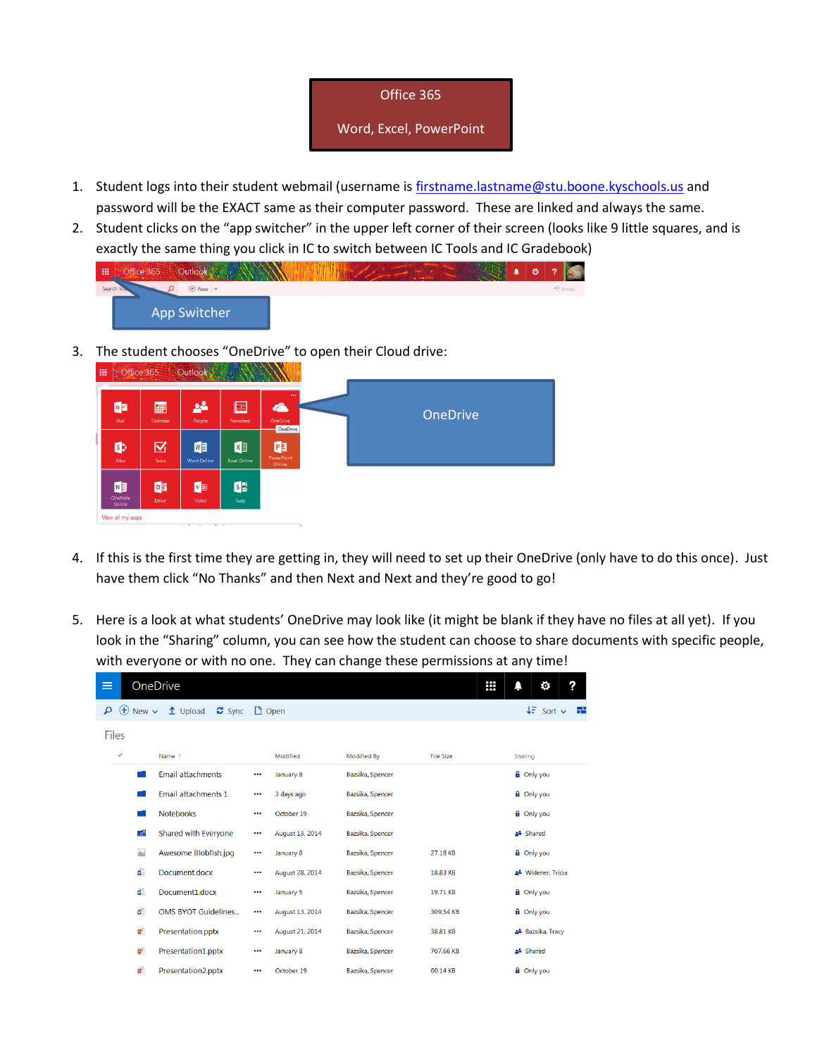# Office 365

## Word, Excel, PowerPoint

1. Student logs into their student webmail (username is firstname.lastname@stu.boone.kyschools.us and password will be the EXACT same as their computer password. These are linked and always the same.
2. Student clicks on the "app switcher" in the upper left corner of their screen (looks like 9 little squares, and is exactly the same thing you click in IC to switch between IC Tools and IC Gradebook)
3. The student chooses "OneDrive" to open their Cloud drive:
4. If this is the first time they are getting in, they will need to set up their OneDrive (only have to do this once). Just have them click "No Thanks" and then Next and Next and they're good to go!
5. Here is a look at what students' OneDrive may look like (it might be blank if they have no files at all yet). If you look in the "Sharing" column, you can see how the student can choose to share documents with specific people, with everyone or with no one. They can change these permissions at any time!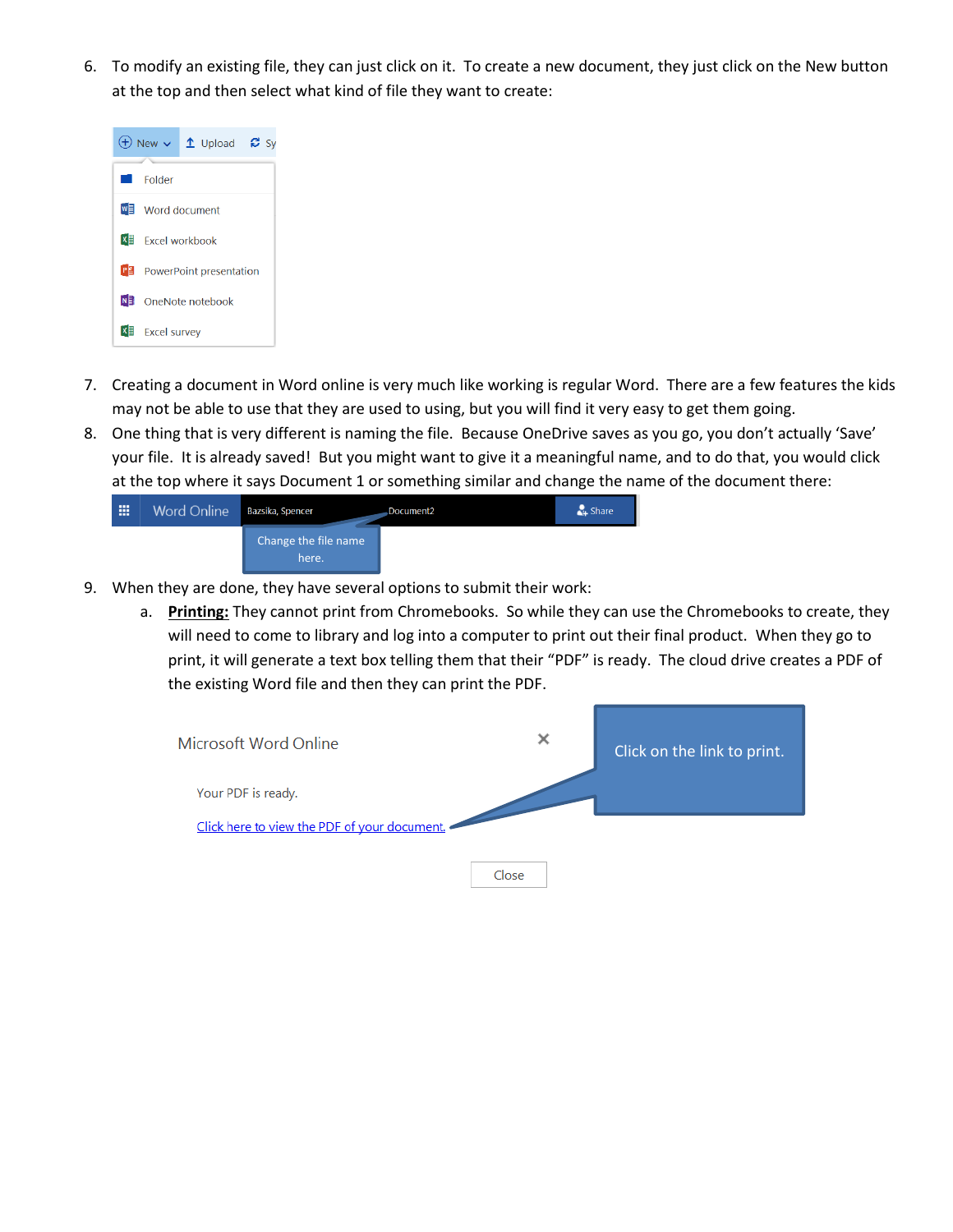6. To modify an existing file, they can just click on it. To create a new document, they just click on the New button at the top and then select what kind of file they want to create:

   New | Upload | Sy

   - Folder
   - Word document
   - Excel workbook
   - PowerPoint presentation
   - OneNote notebook
   - Excel survey

7. Creating a document in Word online is very much like working is regular Word. There are a few features the kids may not be able to use that they are used to using, but you will find it very easy to get them going.
8. One thing that is very different is naming the file. Because OneDrive saves as you go, you don't actually 'Save' your file. It is already saved! But you might want to give it a meaningful name, and to do that, you would click at the top where it says Document 1 or something similar and change the name of the document there:

   Word Online | Bazsika, Spencer | Document2 | Share

   Change the file name here.

9. When they are done, they have several options to submit their work:
   a. **Printing:** They cannot print from Chromebooks. So while they can use the Chromebooks to create, they will need to come to library and log into a computer to print out their final product. When they go to print, it will generate a text box telling them that their "PDF" is ready. The cloud drive creates a PDF of the existing Word file and then they can print the PDF.

      Microsoft Word Online

      Your PDF is ready.

      Click here to view the PDF of your document.

      Close

      Click on the link to print.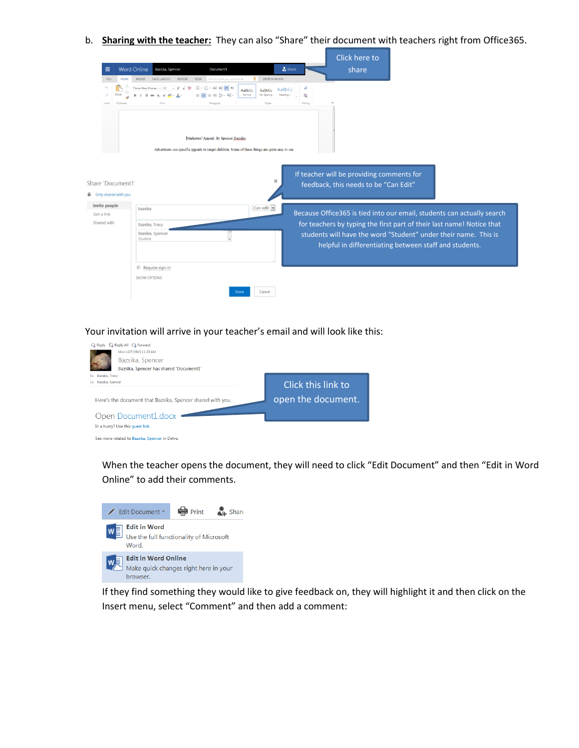b. **<u>Sharing with the teacher:</u>** They can also "Share" their document with teachers right from Office365.

Click here to share

If teacher will be providing comments for feedback, this needs to be "Can Edit"

Because Office365 is tied into our email, students can actually search for teachers by typing the first part of their last name! Notice that students will have the word "Student" under their name. This is helpful in differentiating between staff and students.

Your invitation will arrive in your teacher's email and will look like this:

Click this link to open the document.

When the teacher opens the document, they will need to click "Edit Document" and then "Edit in Word Online" to add their comments.

If they find something they would like to give feedback on, they will highlight it and then click on the Insert menu, select "Comment" and then add a comment: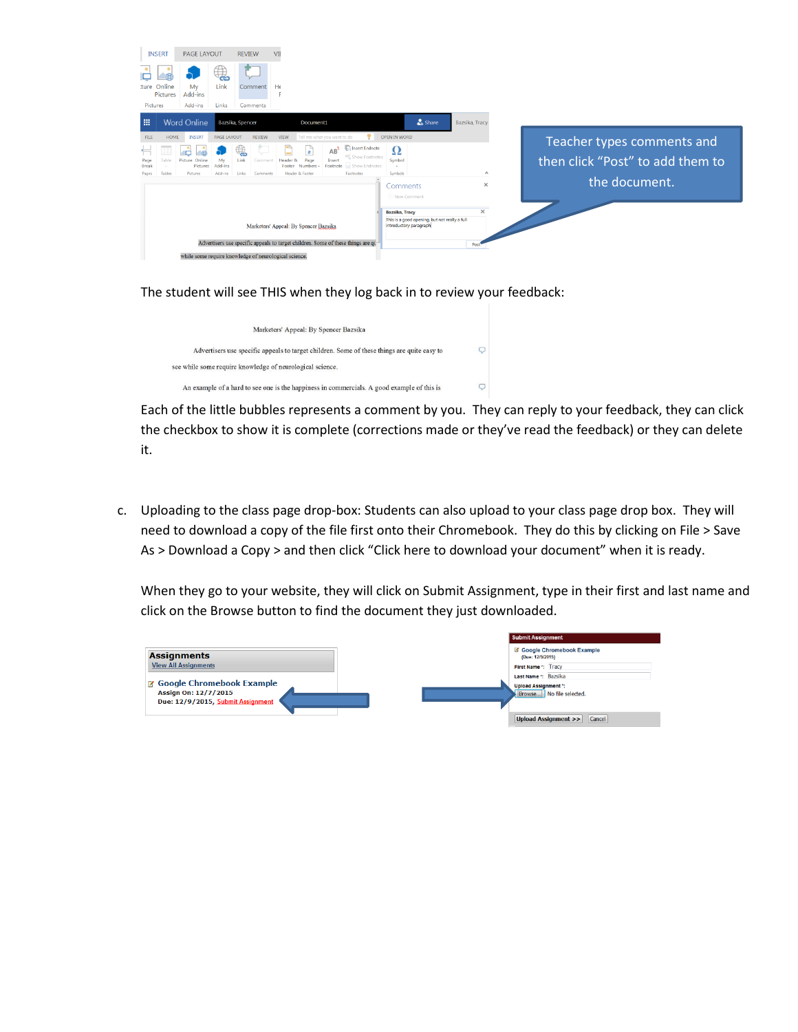Teacher types comments and then click "Post" to add them to the document.

The student will see THIS when they log back in to review your feedback:

Each of the little bubbles represents a comment by you. They can reply to your feedback, they can click the checkbox to show it is complete (corrections made or they've read the feedback) or they can delete it.

c. Uploading to the class page drop-box: Students can also upload to your class page drop box. They will need to download a copy of the file first onto their Chromebook. They do this by clicking on File > Save As > Download a Copy > and then click "Click here to download your document" when it is ready.

When they go to your website, they will click on Submit Assignment, type in their first and last name and click on the Browse button to find the document they just downloaded.